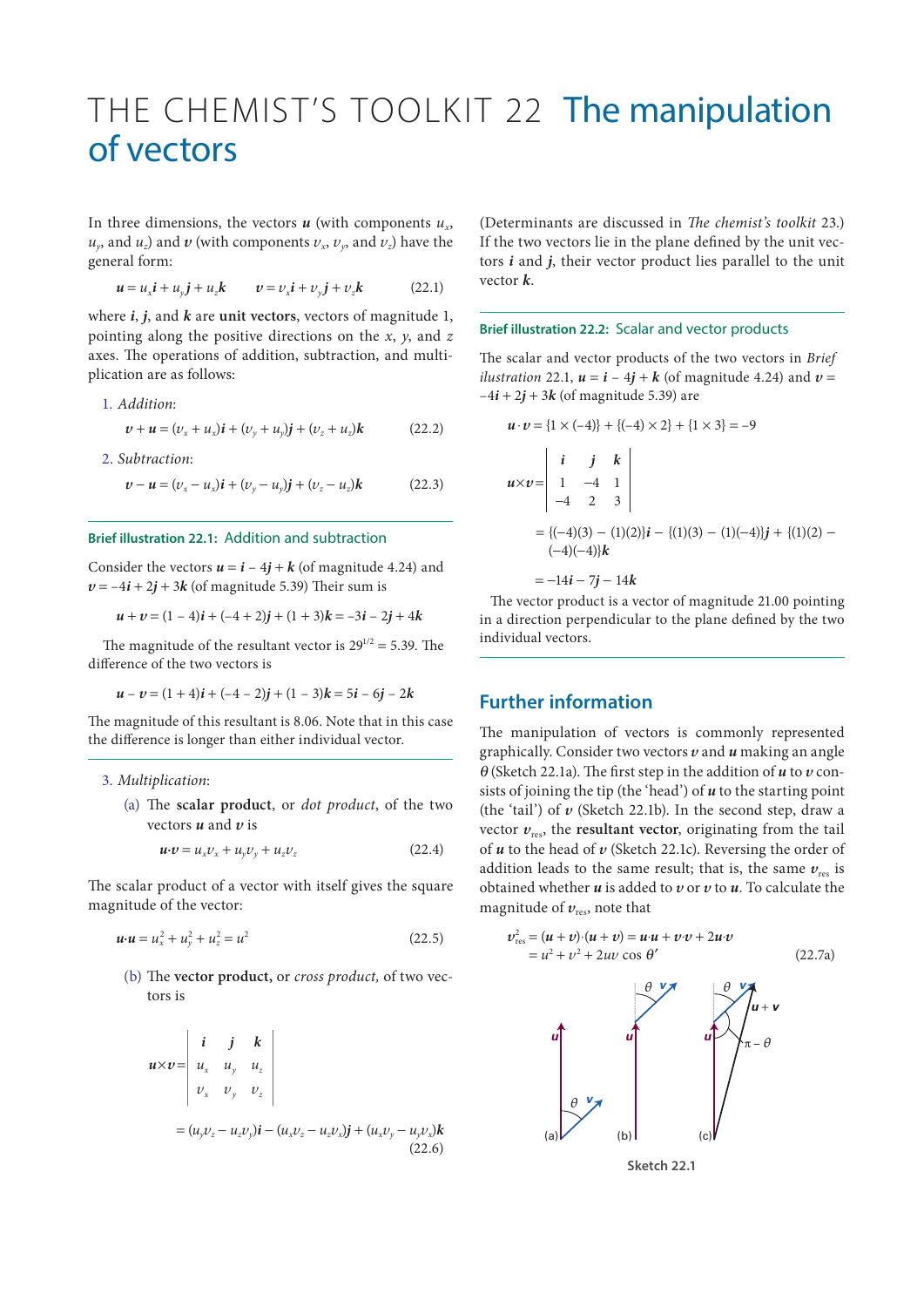# THE CHEMIST'S TOOLKIT 22 The manipulation of vectors

In three dimensions, the vectors $\boldsymbol{u}$ (with components $u_x$, $u_y$, and $u_z$) and $\boldsymbol{v}$ (with components $v_x$, $v_y$, and $v_z$) have the general form:

$$\boldsymbol{u} = u_x\boldsymbol{i} + u_y\boldsymbol{j} + u_z\boldsymbol{k} \qquad \boldsymbol{v} = v_x\boldsymbol{i} + v_y\boldsymbol{j} + v_z\boldsymbol{k} \tag{22.1}$$

where $\boldsymbol{i}$, $\boldsymbol{j}$, and $\boldsymbol{k}$ are **unit vectors**, vectors of magnitude 1, pointing along the positive directions on the $x$, $y$, and $z$ axes. The operations of addition, subtraction, and multiplication are as follows:

1. *Addition*:

$$\boldsymbol{v} + \boldsymbol{u} = (v_x + u_x)\boldsymbol{i} + (v_y + u_y)\boldsymbol{j} + (v_z + u_z)\boldsymbol{k} \tag{22.2}$$

2. *Subtraction*:

$$\boldsymbol{v} - \boldsymbol{u} = (v_x - u_x)\boldsymbol{i} + (v_y - u_y)\boldsymbol{j} + (v_z - u_z)\boldsymbol{k} \tag{22.3}$$

### Brief illustration 22.1: Addition and subtraction

Consider the vectors $\boldsymbol{u} = \boldsymbol{i} - 4\boldsymbol{j} + \boldsymbol{k}$ (of magnitude 4.24) and $\boldsymbol{v} = -4\boldsymbol{i} + 2\boldsymbol{j} + 3\boldsymbol{k}$ (of magnitude 5.39) Their sum is

$$\boldsymbol{u} + \boldsymbol{v} = (1-4)\boldsymbol{i} + (-4+2)\boldsymbol{j} + (1+3)\boldsymbol{k} = -3\boldsymbol{i} - 2\boldsymbol{j} + 4\boldsymbol{k}$$

The magnitude of the resultant vector is $29^{1/2} = 5.39$. The difference of the two vectors is

$$\boldsymbol{u} - \boldsymbol{v} = (1+4)\boldsymbol{i} + (-4-2)\boldsymbol{j} + (1-3)\boldsymbol{k} = 5\boldsymbol{i} - 6\boldsymbol{j} - 2\boldsymbol{k}$$

The magnitude of this resultant is 8.06. Note that in this case the difference is longer than either individual vector.

3. *Multiplication*:

(a) The **scalar product**, or *dot product*, of the two vectors $\boldsymbol{u}$ and $\boldsymbol{v}$ is

$$\boldsymbol{u}\cdot\boldsymbol{v} = u_x v_x + u_y v_y + u_z v_z \tag{22.4}$$

The scalar product of a vector with itself gives the square magnitude of the vector:

$$\boldsymbol{u}\cdot\boldsymbol{u} = u_x^2 + u_y^2 + u_z^2 = u^2 \tag{22.5}$$

(b) The **vector product**, or *cross product*, of two vectors is

$$\boldsymbol{u}\times\boldsymbol{v} = \begin{vmatrix} \boldsymbol{i} & \boldsymbol{j} & \boldsymbol{k} \\ u_x & u_y & u_z \\ v_x & v_y & v_z \end{vmatrix}$$

$$= (u_y v_z - u_z v_y)\boldsymbol{i} - (u_x v_z - u_z v_x)\boldsymbol{j} + (u_x v_y - u_y v_x)\boldsymbol{k} \tag{22.6}$$

(Determinants are discussed in *The chemist's toolkit* 23.) If the two vectors lie in the plane defined by the unit vectors $\boldsymbol{i}$ and $\boldsymbol{j}$, their vector product lies parallel to the unit vector $\boldsymbol{k}$.

### Brief illustration 22.2: Scalar and vector products

The scalar and vector products of the two vectors in *Brief illustration* 22.1, $\boldsymbol{u} = \boldsymbol{i} - 4\boldsymbol{j} + \boldsymbol{k}$ (of magnitude 4.24) and $\boldsymbol{v} = -4\boldsymbol{i} + 2\boldsymbol{j} + 3\boldsymbol{k}$ (of magnitude 5.39) are

$$\boldsymbol{u}\cdot\boldsymbol{v} = \{1\times(-4)\} + \{(-4)\times 2\} + \{1\times 3\} = -9$$

$$\boldsymbol{u}\times\boldsymbol{v} = \begin{vmatrix} \boldsymbol{i} & \boldsymbol{j} & \boldsymbol{k} \\ 1 & -4 & 1 \\ -4 & 2 & 3 \end{vmatrix}$$

$$= \{(-4)(3) - (1)(2)\}\boldsymbol{i} - \{(1)(3) - (1)(-4)\}\boldsymbol{j} + \{(1)(2) - (-4)(-4)\}\boldsymbol{k}$$

$$= -14\boldsymbol{i} - 7\boldsymbol{j} - 14\boldsymbol{k}$$

The vector product is a vector of magnitude 21.00 pointing in a direction perpendicular to the plane defined by the two individual vectors.

## Further information

The manipulation of vectors is commonly represented graphically. Consider two vectors $\boldsymbol{v}$ and $\boldsymbol{u}$ making an angle $\theta$ (Sketch 22.1a). The first step in the addition of $\boldsymbol{u}$ to $\boldsymbol{v}$ consists of joining the tip (the 'head') of $\boldsymbol{u}$ to the starting point (the 'tail') of $\boldsymbol{v}$ (Sketch 22.1b). In the second step, draw a vector $\boldsymbol{v}_{\text{res}}$, the **resultant vector**, originating from the tail of $\boldsymbol{u}$ to the head of $\boldsymbol{v}$ (Sketch 22.1c). Reversing the order of addition leads to the same result; that is, the same $\boldsymbol{v}_{\text{res}}$ is obtained whether $\boldsymbol{u}$ is added to $\boldsymbol{v}$ or $\boldsymbol{v}$ to $\boldsymbol{u}$. To calculate the magnitude of $\boldsymbol{v}_{\text{res}}$, note that

$$\begin{aligned} v_{\text{res}}^2 &= (\boldsymbol{u}+\boldsymbol{v})\cdot(\boldsymbol{u}+\boldsymbol{v}) = \boldsymbol{u}\cdot\boldsymbol{u} + \boldsymbol{v}\cdot\boldsymbol{v} + 2\boldsymbol{u}\cdot\boldsymbol{v} \\ &= u^2 + v^2 + 2uv\cos\theta' \end{aligned} \tag{22.7a}$$

Sketch 22.1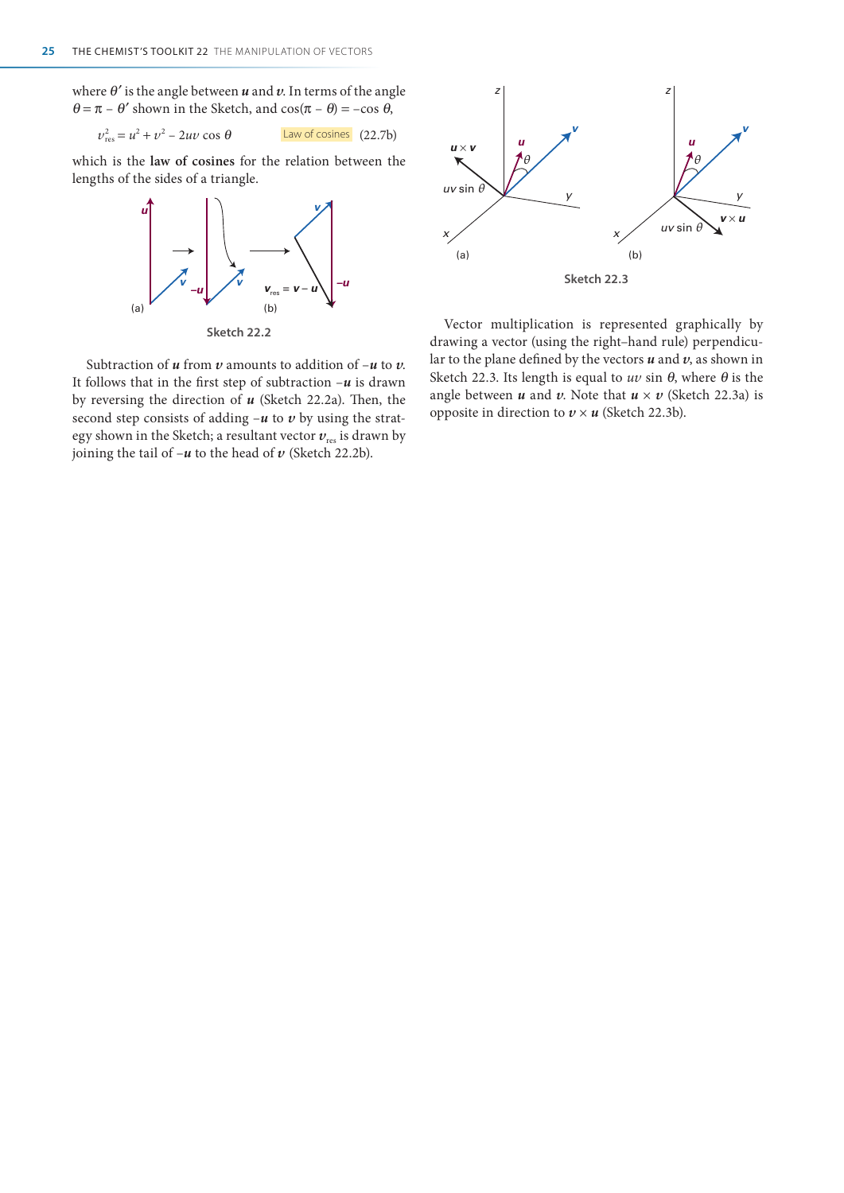where $\theta'$ is the angle between $\boldsymbol{u}$ and $\boldsymbol{v}$. In terms of the angle $\theta = \pi - \theta'$ shown in the Sketch, and $\cos(\pi - \theta) = -\cos\theta$,

$$v_{\mathrm{res}}^2 = u^2 + v^2 - 2uv\cos\theta \qquad \text{Law of cosines} \qquad (22.7\text{b})$$

which is the **law of cosines** for the relation between the lengths of the sides of a triangle.

Sketch 22.2

Subtraction of $\boldsymbol{u}$ from $\boldsymbol{v}$ amounts to addition of $-\boldsymbol{u}$ to $\boldsymbol{v}$. It follows that in the first step of subtraction $-\boldsymbol{u}$ is drawn by reversing the direction of $\boldsymbol{u}$ (Sketch 22.2a). Then, the second step consists of adding $-\boldsymbol{u}$ to $\boldsymbol{v}$ by using the strategy shown in the Sketch; a resultant vector $\boldsymbol{v}_{\mathrm{res}}$ is drawn by joining the tail of $-\boldsymbol{u}$ to the head of $\boldsymbol{v}$ (Sketch 22.2b).

Sketch 22.3

Vector multiplication is represented graphically by drawing a vector (using the right–hand rule) perpendicular to the plane defined by the vectors $\boldsymbol{u}$ and $\boldsymbol{v}$, as shown in Sketch 22.3. Its length is equal to $uv\sin\theta$, where $\theta$ is the angle between $\boldsymbol{u}$ and $\boldsymbol{v}$. Note that $\boldsymbol{u} \times \boldsymbol{v}$ (Sketch 22.3a) is opposite in direction to $\boldsymbol{v} \times \boldsymbol{u}$ (Sketch 22.3b).